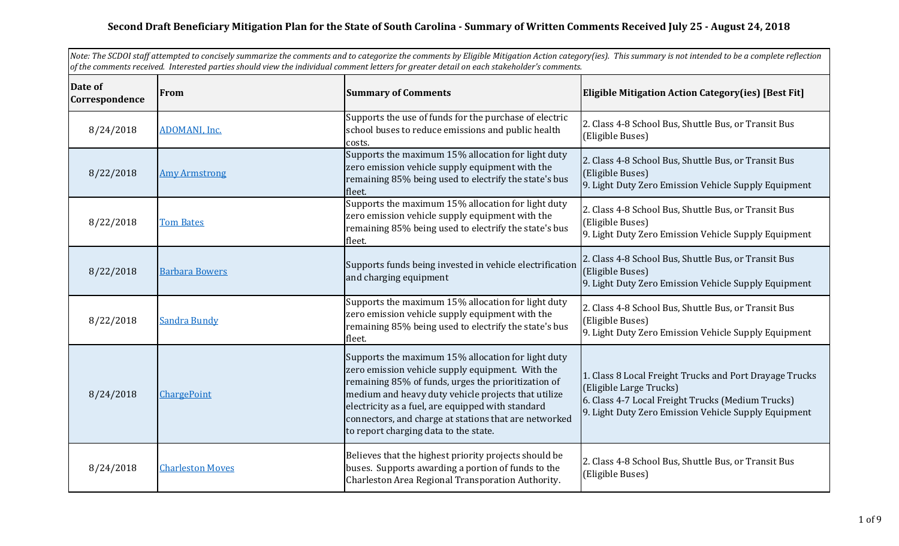# Second Draft Beneficiary Mitigation Plan for the State of South Carolina - Summary of Written Comments Received July 25 - August 24, 2018

*Note: The SCDOI staff attempted to concisely summarize the comments and to categorize the comments by Eligible Mitigation Action category(ies). This summary is not intended to be a complete reflection of the comments received. Interested parties should view the individual comment letters for greater detail on each stakeholder's comments.*

| Date of Correspondence | From | Summary of Comments | Eligible Mitigation Action Category(ies) [Best Fit] |
|---|---|---|---|
| 8/24/2018 | ADOMANI, Inc. | Supports the use of funds for the purchase of electric school buses to reduce emissions and public health costs. | 2. Class 4-8 School Bus, Shuttle Bus, or Transit Bus (Eligible Buses) |
| 8/22/2018 | Amy Armstrong | Supports the maximum 15% allocation for light duty zero emission vehicle supply equipment with the remaining 85% being used to electrify the state's bus fleet. | 2. Class 4-8 School Bus, Shuttle Bus, or Transit Bus (Eligible Buses)<br>9. Light Duty Zero Emission Vehicle Supply Equipment |
| 8/22/2018 | Tom Bates | Supports the maximum 15% allocation for light duty zero emission vehicle supply equipment with the remaining 85% being used to electrify the state's bus fleet. | 2. Class 4-8 School Bus, Shuttle Bus, or Transit Bus (Eligible Buses)<br>9. Light Duty Zero Emission Vehicle Supply Equipment |
| 8/22/2018 | Barbara Bowers | Supports funds being invested in vehicle electrification and charging equipment | 2. Class 4-8 School Bus, Shuttle Bus, or Transit Bus (Eligible Buses)<br>9. Light Duty Zero Emission Vehicle Supply Equipment |
| 8/22/2018 | Sandra Bundy | Supports the maximum 15% allocation for light duty zero emission vehicle supply equipment with the remaining 85% being used to electrify the state's bus fleet. | 2. Class 4-8 School Bus, Shuttle Bus, or Transit Bus (Eligible Buses)<br>9. Light Duty Zero Emission Vehicle Supply Equipment |
| 8/24/2018 | ChargePoint | Supports the maximum 15% allocation for light duty zero emission vehicle supply equipment. With the remaining 85% of funds, urges the prioritization of medium and heavy duty vehicle projects that utilize electricity as a fuel, are equipped with standard connectors, and charge at stations that are networked to report charging data to the state. | 1. Class 8 Local Freight Trucks and Port Drayage Trucks (Eligible Large Trucks)<br>6. Class 4-7 Local Freight Trucks (Medium Trucks)<br>9. Light Duty Zero Emission Vehicle Supply Equipment |
| 8/24/2018 | Charleston Moves | Believes that the highest priority projects should be buses. Supports awarding a portion of funds to the Charleston Area Regional Transporation Authority. | 2. Class 4-8 School Bus, Shuttle Bus, or Transit Bus (Eligible Buses) |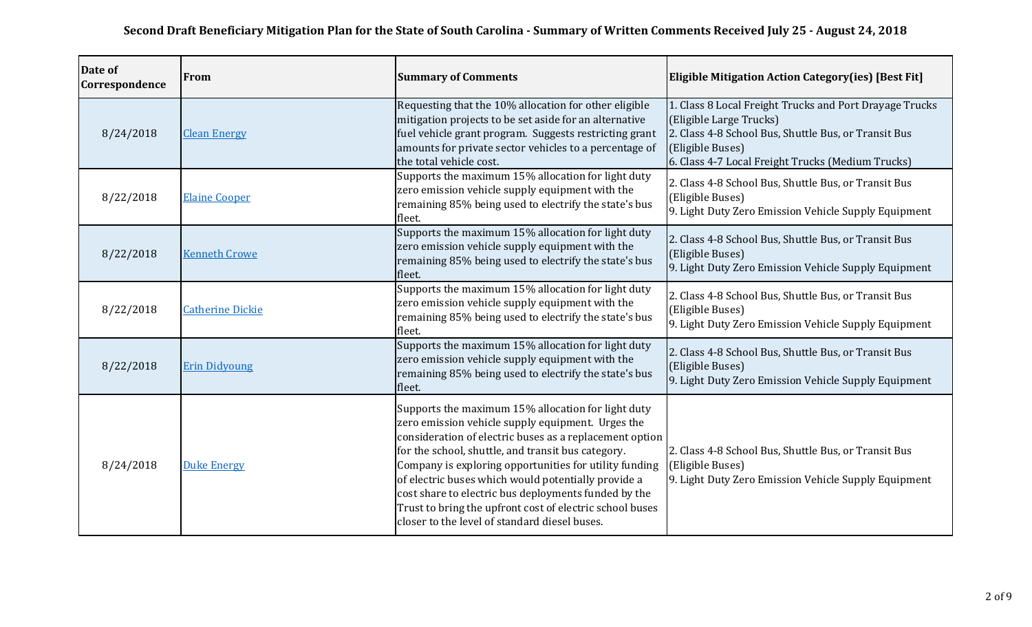# Second Draft Beneficiary Mitigation Plan for the State of South Carolina - Summary of Written Comments Received July 25 - August 24, 2018

| Date of Correspondence | From | Summary of Comments | Eligible Mitigation Action Category(ies) [Best Fit] |
|---|---|---|---|
| 8/24/2018 | Clean Energy | Requesting that the 10% allocation for other eligible mitigation projects to be set aside for an alternative fuel vehicle grant program. Suggests restricting grant amounts for private sector vehicles to a percentage of the total vehicle cost. | 1. Class 8 Local Freight Trucks and Port Drayage Trucks (Eligible Large Trucks)<br>2. Class 4-8 School Bus, Shuttle Bus, or Transit Bus (Eligible Buses)<br>6. Class 4-7 Local Freight Trucks (Medium Trucks) |
| 8/22/2018 | Elaine Cooper | Supports the maximum 15% allocation for light duty zero emission vehicle supply equipment with the remaining 85% being used to electrify the state's bus fleet. | 2. Class 4-8 School Bus, Shuttle Bus, or Transit Bus (Eligible Buses)<br>9. Light Duty Zero Emission Vehicle Supply Equipment |
| 8/22/2018 | Kenneth Crowe | Supports the maximum 15% allocation for light duty zero emission vehicle supply equipment with the remaining 85% being used to electrify the state's bus fleet. | 2. Class 4-8 School Bus, Shuttle Bus, or Transit Bus (Eligible Buses)<br>9. Light Duty Zero Emission Vehicle Supply Equipment |
| 8/22/2018 | Catherine Dickie | Supports the maximum 15% allocation for light duty zero emission vehicle supply equipment with the remaining 85% being used to electrify the state's bus fleet. | 2. Class 4-8 School Bus, Shuttle Bus, or Transit Bus (Eligible Buses)<br>9. Light Duty Zero Emission Vehicle Supply Equipment |
| 8/22/2018 | Erin Didyoung | Supports the maximum 15% allocation for light duty zero emission vehicle supply equipment with the remaining 85% being used to electrify the state's bus fleet. | 2. Class 4-8 School Bus, Shuttle Bus, or Transit Bus (Eligible Buses)<br>9. Light Duty Zero Emission Vehicle Supply Equipment |
| 8/24/2018 | Duke Energy | Supports the maximum 15% allocation for light duty zero emission vehicle supply equipment. Urges the consideration of electric buses as a replacement option for the school, shuttle, and transit bus category. Company is exploring opportunities for utility funding of electric buses which would potentially provide a cost share to electric bus deployments funded by the Trust to bring the upfront cost of electric school buses closer to the level of standard diesel buses. | 2. Class 4-8 School Bus, Shuttle Bus, or Transit Bus (Eligible Buses)<br>9. Light Duty Zero Emission Vehicle Supply Equipment |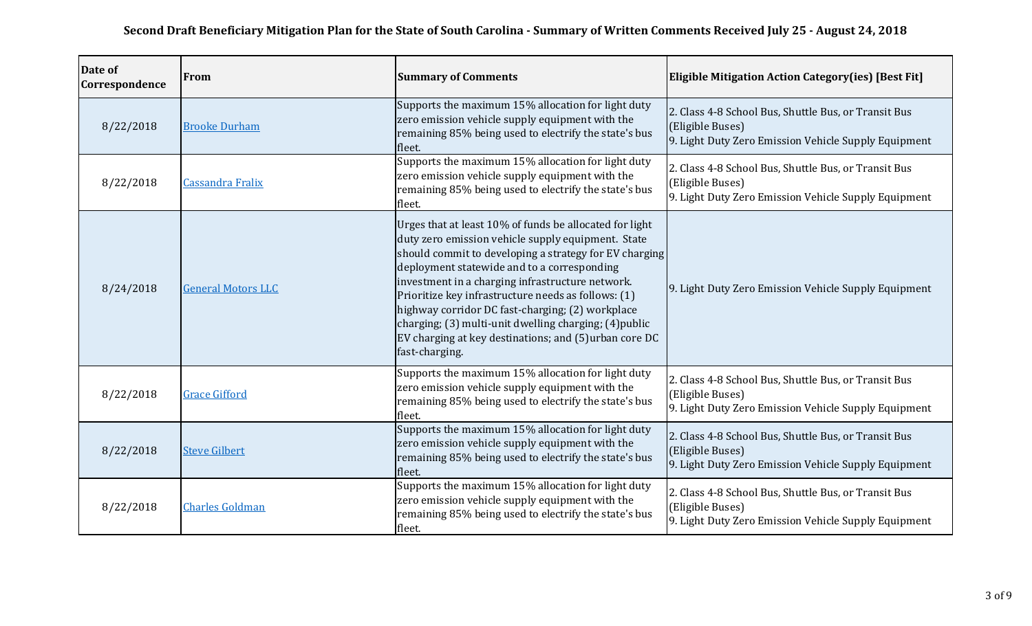# Second Draft Beneficiary Mitigation Plan for the State of South Carolina - Summary of Written Comments Received July 25 - August 24, 2018

| Date of Correspondence | From | Summary of Comments | Eligible Mitigation Action Category(ies) [Best Fit] |
|---|---|---|---|
| 8/22/2018 | Brooke Durham | Supports the maximum 15% allocation for light duty zero emission vehicle supply equipment with the remaining 85% being used to electrify the state's bus fleet. | 2. Class 4-8 School Bus, Shuttle Bus, or Transit Bus (Eligible Buses)<br>9. Light Duty Zero Emission Vehicle Supply Equipment |
| 8/22/2018 | Cassandra Fralix | Supports the maximum 15% allocation for light duty zero emission vehicle supply equipment with the remaining 85% being used to electrify the state's bus fleet. | 2. Class 4-8 School Bus, Shuttle Bus, or Transit Bus (Eligible Buses)<br>9. Light Duty Zero Emission Vehicle Supply Equipment |
| 8/24/2018 | General Motors LLC | Urges that at least 10% of funds be allocated for light duty zero emission vehicle supply equipment. State should commit to developing a strategy for EV charging deployment statewide and to a corresponding investment in a charging infrastructure network. Prioritize key infrastructure needs as follows: (1) highway corridor DC fast-charging; (2) workplace charging; (3) multi-unit dwelling charging; (4)public EV charging at key destinations; and (5)urban core DC fast-charging. | 9. Light Duty Zero Emission Vehicle Supply Equipment |
| 8/22/2018 | Grace Gifford | Supports the maximum 15% allocation for light duty zero emission vehicle supply equipment with the remaining 85% being used to electrify the state's bus fleet. | 2. Class 4-8 School Bus, Shuttle Bus, or Transit Bus (Eligible Buses)<br>9. Light Duty Zero Emission Vehicle Supply Equipment |
| 8/22/2018 | Steve Gilbert | Supports the maximum 15% allocation for light duty zero emission vehicle supply equipment with the remaining 85% being used to electrify the state's bus fleet. | 2. Class 4-8 School Bus, Shuttle Bus, or Transit Bus (Eligible Buses)<br>9. Light Duty Zero Emission Vehicle Supply Equipment |
| 8/22/2018 | Charles Goldman | Supports the maximum 15% allocation for light duty zero emission vehicle supply equipment with the remaining 85% being used to electrify the state's bus fleet. | 2. Class 4-8 School Bus, Shuttle Bus, or Transit Bus (Eligible Buses)<br>9. Light Duty Zero Emission Vehicle Supply Equipment |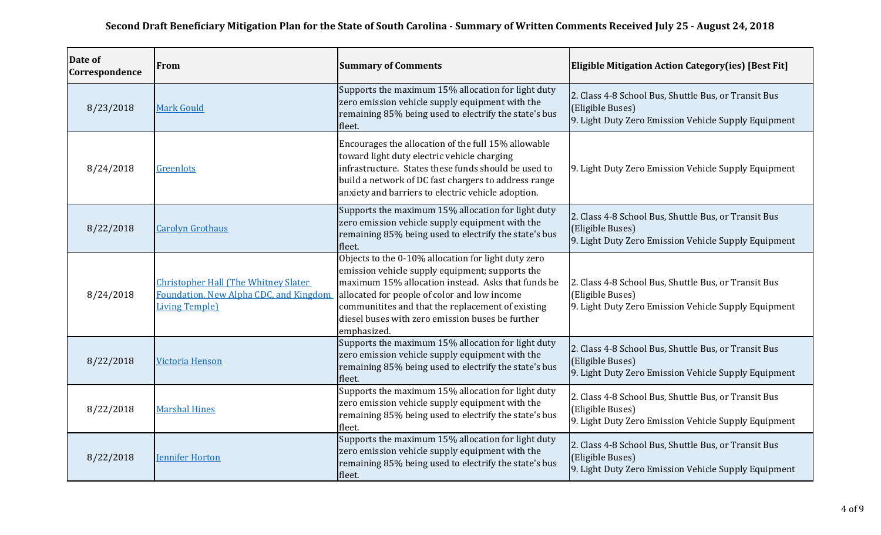**Second Draft Beneficiary Mitigation Plan for the State of South Carolina - Summary of Written Comments Received July 25 - August 24, 2018**

| Date of Correspondence | From | Summary of Comments | Eligible Mitigation Action Category(ies) [Best Fit] |
|---|---|---|---|
| 8/23/2018 | Mark Gould | Supports the maximum 15% allocation for light duty zero emission vehicle supply equipment with the remaining 85% being used to electrify the state's bus fleet. | 2. Class 4-8 School Bus, Shuttle Bus, or Transit Bus (Eligible Buses)<br>9. Light Duty Zero Emission Vehicle Supply Equipment |
| 8/24/2018 | Greenlots | Encourages the allocation of the full 15% allowable toward light duty electric vehicle charging infrastructure. States these funds should be used to build a network of DC fast chargers to address range anxiety and barriers to electric vehicle adoption. | 9. Light Duty Zero Emission Vehicle Supply Equipment |
| 8/22/2018 | Carolyn Grothaus | Supports the maximum 15% allocation for light duty zero emission vehicle supply equipment with the remaining 85% being used to electrify the state's bus fleet. | 2. Class 4-8 School Bus, Shuttle Bus, or Transit Bus (Eligible Buses)<br>9. Light Duty Zero Emission Vehicle Supply Equipment |
| 8/24/2018 | Christopher Hall (The Whitney Slater Foundation, New Alpha CDC, and Kingdom Living Temple) | Objects to the 0-10% allocation for light duty zero emission vehicle supply equipment; supports the maximum 15% allocation instead. Asks that funds be allocated for people of color and low income communitites and that the replacement of existing diesel buses with zero emission buses be further emphasized. | 2. Class 4-8 School Bus, Shuttle Bus, or Transit Bus (Eligible Buses)<br>9. Light Duty Zero Emission Vehicle Supply Equipment |
| 8/22/2018 | Victoria Henson | Supports the maximum 15% allocation for light duty zero emission vehicle supply equipment with the remaining 85% being used to electrify the state's bus fleet. | 2. Class 4-8 School Bus, Shuttle Bus, or Transit Bus (Eligible Buses)<br>9. Light Duty Zero Emission Vehicle Supply Equipment |
| 8/22/2018 | Marshal Hines | Supports the maximum 15% allocation for light duty zero emission vehicle supply equipment with the remaining 85% being used to electrify the state's bus fleet. | 2. Class 4-8 School Bus, Shuttle Bus, or Transit Bus (Eligible Buses)<br>9. Light Duty Zero Emission Vehicle Supply Equipment |
| 8/22/2018 | Jennifer Horton | Supports the maximum 15% allocation for light duty zero emission vehicle supply equipment with the remaining 85% being used to electrify the state's bus fleet. | 2. Class 4-8 School Bus, Shuttle Bus, or Transit Bus (Eligible Buses)<br>9. Light Duty Zero Emission Vehicle Supply Equipment |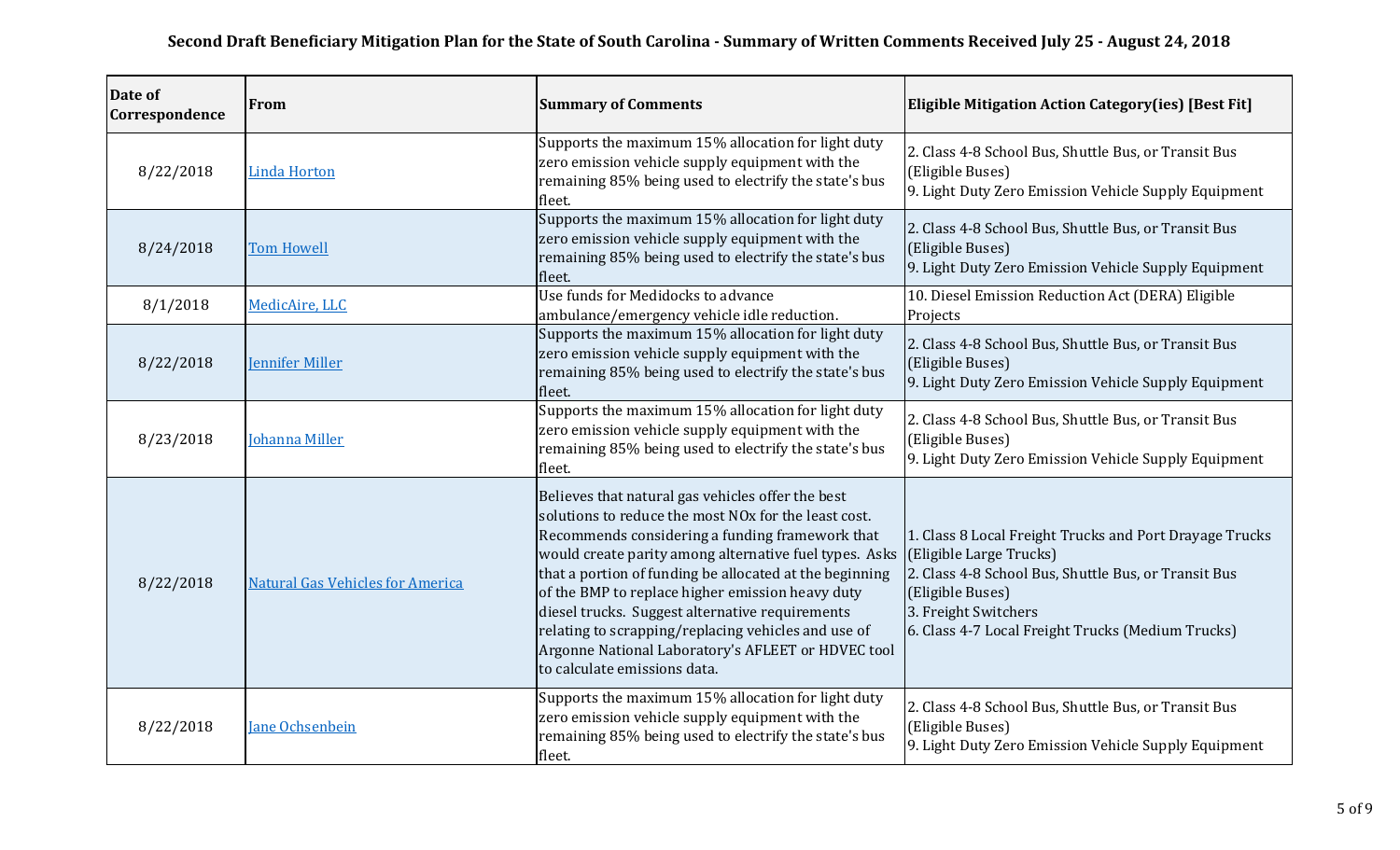## Second Draft Beneficiary Mitigation Plan for the State of South Carolina - Summary of Written Comments Received July 25 - August 24, 2018

| Date of Correspondence | From | Summary of Comments | Eligible Mitigation Action Category(ies) [Best Fit] |
| --- | --- | --- | --- |
| 8/22/2018 | Linda Horton | Supports the maximum 15% allocation for light duty zero emission vehicle supply equipment with the remaining 85% being used to electrify the state's bus fleet. | 2. Class 4-8 School Bus, Shuttle Bus, or Transit Bus (Eligible Buses)<br>9. Light Duty Zero Emission Vehicle Supply Equipment |
| 8/24/2018 | Tom Howell | Supports the maximum 15% allocation for light duty zero emission vehicle supply equipment with the remaining 85% being used to electrify the state's bus fleet. | 2. Class 4-8 School Bus, Shuttle Bus, or Transit Bus (Eligible Buses)<br>9. Light Duty Zero Emission Vehicle Supply Equipment |
| 8/1/2018 | MedicAire, LLC | Use funds for Medidocks to advance ambulance/emergency vehicle idle reduction. | 10. Diesel Emission Reduction Act (DERA) Eligible Projects |
| 8/22/2018 | Jennifer Miller | Supports the maximum 15% allocation for light duty zero emission vehicle supply equipment with the remaining 85% being used to electrify the state's bus fleet. | 2. Class 4-8 School Bus, Shuttle Bus, or Transit Bus (Eligible Buses)<br>9. Light Duty Zero Emission Vehicle Supply Equipment |
| 8/23/2018 | Johanna Miller | Supports the maximum 15% allocation for light duty zero emission vehicle supply equipment with the remaining 85% being used to electrify the state's bus fleet. | 2. Class 4-8 School Bus, Shuttle Bus, or Transit Bus (Eligible Buses)<br>9. Light Duty Zero Emission Vehicle Supply Equipment |
| 8/22/2018 | Natural Gas Vehicles for America | Believes that natural gas vehicles offer the best solutions to reduce the most NOx for the least cost. Recommends considering a funding framework that would create parity among alternative fuel types. Asks that a portion of funding be allocated at the beginning of the BMP to replace higher emission heavy duty diesel trucks. Suggest alternative requirements relating to scrapping/replacing vehicles and use of Argonne National Laboratory's AFLEET or HDVEC tool to calculate emissions data. | 1. Class 8 Local Freight Trucks and Port Drayage Trucks (Eligible Large Trucks)<br>2. Class 4-8 School Bus, Shuttle Bus, or Transit Bus (Eligible Buses)<br>3. Freight Switchers<br>6. Class 4-7 Local Freight Trucks (Medium Trucks) |
| 8/22/2018 | Jane Ochsenbein | Supports the maximum 15% allocation for light duty zero emission vehicle supply equipment with the remaining 85% being used to electrify the state's bus fleet. | 2. Class 4-8 School Bus, Shuttle Bus, or Transit Bus (Eligible Buses)<br>9. Light Duty Zero Emission Vehicle Supply Equipment |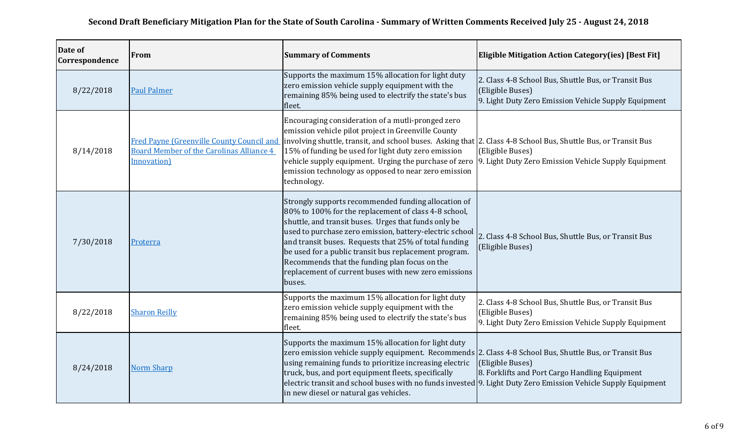**Second Draft Beneficiary Mitigation Plan for the State of South Carolina - Summary of Written Comments Received July 25 - August 24, 2018**

| Date of Correspondence | From | Summary of Comments | Eligible Mitigation Action Category(ies) [Best Fit] |
|---|---|---|---|
| 8/22/2018 | Paul Palmer | Supports the maximum 15% allocation for light duty zero emission vehicle supply equipment with the remaining 85% being used to electrify the state's bus fleet. | 2. Class 4-8 School Bus, Shuttle Bus, or Transit Bus (Eligible Buses)<br>9. Light Duty Zero Emission Vehicle Supply Equipment |
| 8/14/2018 | Fred Payne (Greenville County Council and Board Member of the Carolinas Alliance 4 Innovation) | Encouraging consideration of a mutli-pronged zero emission vehicle pilot project in Greenville County involving shuttle, transit, and school buses. Asking that 15% of funding be used for light duty zero emission vehicle supply equipment. Urging the purchase of zero emission technology as opposed to near zero emission technology. | 2. Class 4-8 School Bus, Shuttle Bus, or Transit Bus (Eligible Buses)<br>9. Light Duty Zero Emission Vehicle Supply Equipment |
| 7/30/2018 | Proterra | Strongly supports recommended funding allocation of 80% to 100% for the replacement of class 4-8 school, shuttle, and transit buses. Urges that funds only be used to purchase zero emission, battery-electric school and transit buses. Requests that 25% of total funding be used for a public transit bus replacement program. Recommends that the funding plan focus on the replacement of current buses with new zero emissions buses. | 2. Class 4-8 School Bus, Shuttle Bus, or Transit Bus (Eligible Buses) |
| 8/22/2018 | Sharon Reilly | Supports the maximum 15% allocation for light duty zero emission vehicle supply equipment with the remaining 85% being used to electrify the state's bus fleet. | 2. Class 4-8 School Bus, Shuttle Bus, or Transit Bus (Eligible Buses)<br>9. Light Duty Zero Emission Vehicle Supply Equipment |
| 8/24/2018 | Norm Sharp | Supports the maximum 15% allocation for light duty zero emission vehicle supply equipment. Recommends using remaining funds to prioritize increasing electric truck, bus, and port equipment fleets, specifically electric transit and school buses with no funds invested in new diesel or natural gas vehicles. | 2. Class 4-8 School Bus, Shuttle Bus, or Transit Bus (Eligible Buses)<br>8. Forklifts and Port Cargo Handling Equipment<br>9. Light Duty Zero Emission Vehicle Supply Equipment |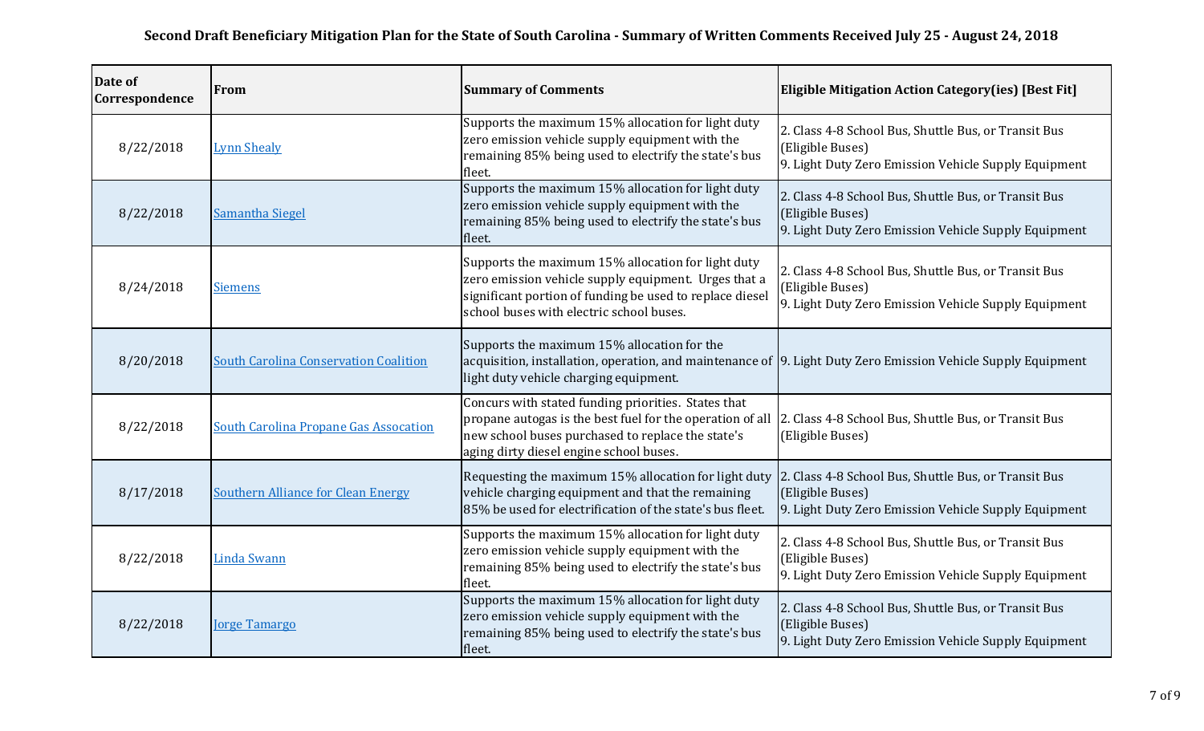**Second Draft Beneficiary Mitigation Plan for the State of South Carolina - Summary of Written Comments Received July 25 - August 24, 2018**

| Date of Correspondence | From | Summary of Comments | Eligible Mitigation Action Category(ies) [Best Fit] |
| --- | --- | --- | --- |
| 8/22/2018 | Lynn Shealy | Supports the maximum 15% allocation for light duty zero emission vehicle supply equipment with the remaining 85% being used to electrify the state's bus fleet. | 2. Class 4-8 School Bus, Shuttle Bus, or Transit Bus (Eligible Buses)<br>9. Light Duty Zero Emission Vehicle Supply Equipment |
| 8/22/2018 | Samantha Siegel | Supports the maximum 15% allocation for light duty zero emission vehicle supply equipment with the remaining 85% being used to electrify the state's bus fleet. | 2. Class 4-8 School Bus, Shuttle Bus, or Transit Bus (Eligible Buses)<br>9. Light Duty Zero Emission Vehicle Supply Equipment |
| 8/24/2018 | Siemens | Supports the maximum 15% allocation for light duty zero emission vehicle supply equipment. Urges that a significant portion of funding be used to replace diesel school buses with electric school buses. | 2. Class 4-8 School Bus, Shuttle Bus, or Transit Bus (Eligible Buses)<br>9. Light Duty Zero Emission Vehicle Supply Equipment |
| 8/20/2018 | South Carolina Conservation Coalition | Supports the maximum 15% allocation for the acquisition, installation, operation, and maintenance of light duty vehicle charging equipment. | 9. Light Duty Zero Emission Vehicle Supply Equipment |
| 8/22/2018 | South Carolina Propane Gas Assocation | Concurs with stated funding priorities. States that propane autogas is the best fuel for the operation of all new school buses purchased to replace the state's aging dirty diesel engine school buses. | 2. Class 4-8 School Bus, Shuttle Bus, or Transit Bus (Eligible Buses) |
| 8/17/2018 | Southern Alliance for Clean Energy | Requesting the maximum 15% allocation for light duty vehicle charging equipment and that the remaining 85% be used for electrification of the state's bus fleet. | 2. Class 4-8 School Bus, Shuttle Bus, or Transit Bus (Eligible Buses)<br>9. Light Duty Zero Emission Vehicle Supply Equipment |
| 8/22/2018 | Linda Swann | Supports the maximum 15% allocation for light duty zero emission vehicle supply equipment with the remaining 85% being used to electrify the state's bus fleet. | 2. Class 4-8 School Bus, Shuttle Bus, or Transit Bus (Eligible Buses)<br>9. Light Duty Zero Emission Vehicle Supply Equipment |
| 8/22/2018 | Jorge Tamargo | Supports the maximum 15% allocation for light duty zero emission vehicle supply equipment with the remaining 85% being used to electrify the state's bus fleet. | 2. Class 4-8 School Bus, Shuttle Bus, or Transit Bus (Eligible Buses)<br>9. Light Duty Zero Emission Vehicle Supply Equipment |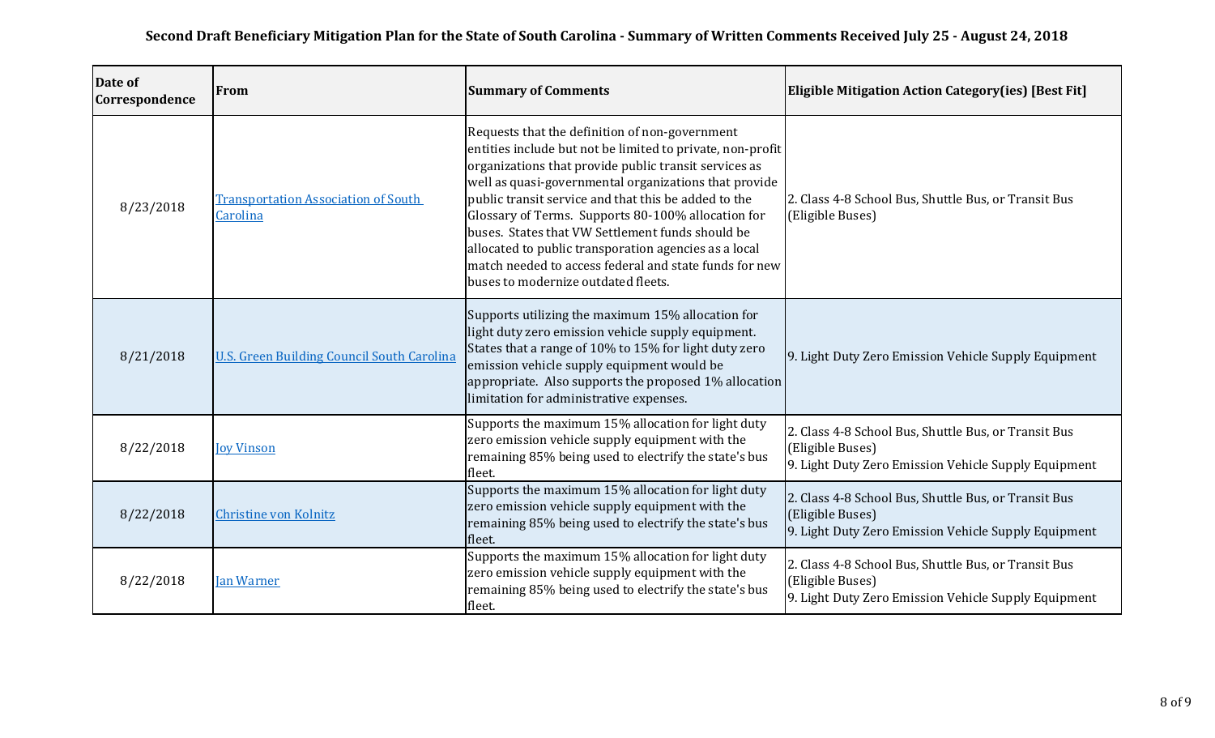# Second Draft Beneficiary Mitigation Plan for the State of South Carolina - Summary of Written Comments Received July 25 - August 24, 2018

| Date of Correspondence | From | Summary of Comments | Eligible Mitigation Action Category(ies) [Best Fit] |
|---|---|---|---|
| 8/23/2018 | Transportation Association of South Carolina | Requests that the definition of non-government entities include but not be limited to private, non-profit organizations that provide public transit services as well as quasi-governmental organizations that provide public transit service and that this be added to the Glossary of Terms. Supports 80-100% allocation for buses. States that VW Settlement funds should be allocated to public transporation agencies as a local match needed to access federal and state funds for new buses to modernize outdated fleets. | 2. Class 4-8 School Bus, Shuttle Bus, or Transit Bus (Eligible Buses) |
| 8/21/2018 | U.S. Green Building Council South Carolina | Supports utilizing the maximum 15% allocation for light duty zero emission vehicle supply equipment. States that a range of 10% to 15% for light duty zero emission vehicle supply equipment would be appropriate. Also supports the proposed 1% allocation limitation for administrative expenses. | 9. Light Duty Zero Emission Vehicle Supply Equipment |
| 8/22/2018 | Joy Vinson | Supports the maximum 15% allocation for light duty zero emission vehicle supply equipment with the remaining 85% being used to electrify the state's bus fleet. | 2. Class 4-8 School Bus, Shuttle Bus, or Transit Bus (Eligible Buses)<br>9. Light Duty Zero Emission Vehicle Supply Equipment |
| 8/22/2018 | Christine von Kolnitz | Supports the maximum 15% allocation for light duty zero emission vehicle supply equipment with the remaining 85% being used to electrify the state's bus fleet. | 2. Class 4-8 School Bus, Shuttle Bus, or Transit Bus (Eligible Buses)<br>9. Light Duty Zero Emission Vehicle Supply Equipment |
| 8/22/2018 | Jan Warner | Supports the maximum 15% allocation for light duty zero emission vehicle supply equipment with the remaining 85% being used to electrify the state's bus fleet. | 2. Class 4-8 School Bus, Shuttle Bus, or Transit Bus (Eligible Buses)<br>9. Light Duty Zero Emission Vehicle Supply Equipment |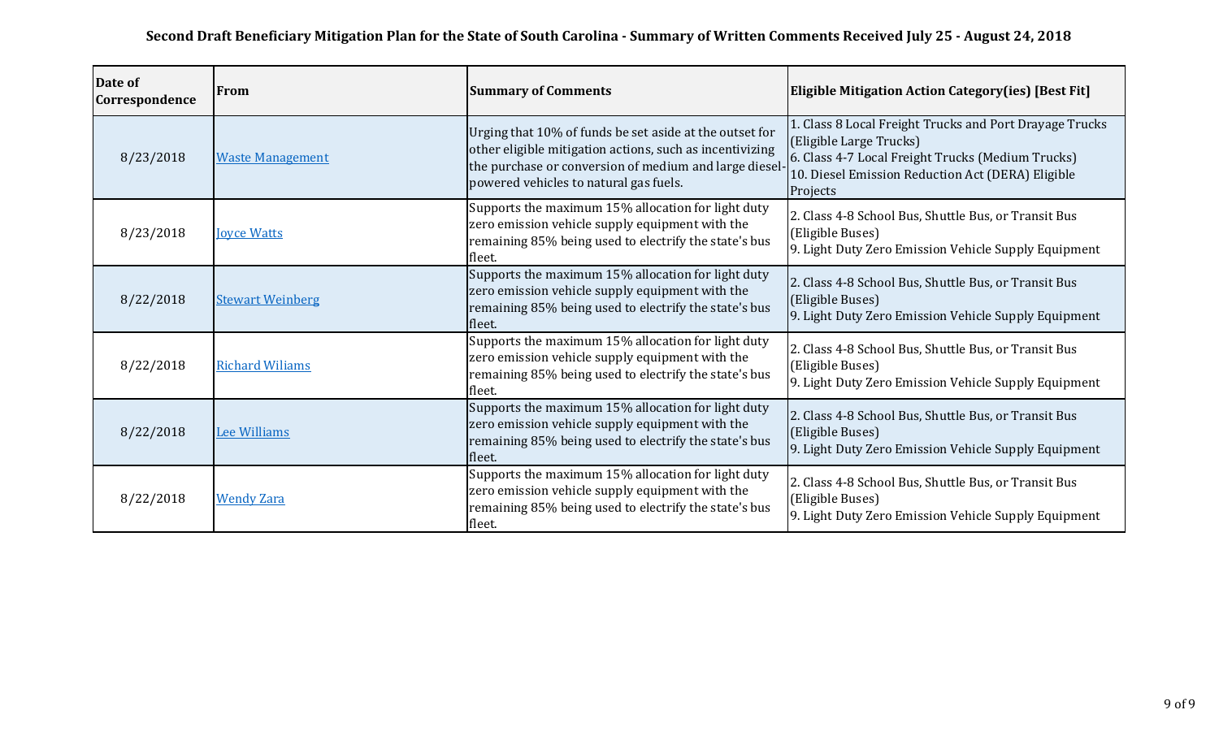## Second Draft Beneficiary Mitigation Plan for the State of South Carolina - Summary of Written Comments Received July 25 - August 24, 2018

| Date of Correspondence | From | Summary of Comments | Eligible Mitigation Action Category(ies) [Best Fit] |
|---|---|---|---|
| 8/23/2018 | Waste Management | Urging that 10% of funds be set aside at the outset for other eligible mitigation actions, such as incentivizing the purchase or conversion of medium and large diesel-powered vehicles to natural gas fuels. | 1. Class 8 Local Freight Trucks and Port Drayage Trucks (Eligible Large Trucks)<br>6. Class 4-7 Local Freight Trucks (Medium Trucks)<br>10. Diesel Emission Reduction Act (DERA) Eligible Projects |
| 8/23/2018 | Joyce Watts | Supports the maximum 15% allocation for light duty zero emission vehicle supply equipment with the remaining 85% being used to electrify the state's bus fleet. | 2. Class 4-8 School Bus, Shuttle Bus, or Transit Bus (Eligible Buses)<br>9. Light Duty Zero Emission Vehicle Supply Equipment |
| 8/22/2018 | Stewart Weinberg | Supports the maximum 15% allocation for light duty zero emission vehicle supply equipment with the remaining 85% being used to electrify the state's bus fleet. | 2. Class 4-8 School Bus, Shuttle Bus, or Transit Bus (Eligible Buses)<br>9. Light Duty Zero Emission Vehicle Supply Equipment |
| 8/22/2018 | Richard Wiliams | Supports the maximum 15% allocation for light duty zero emission vehicle supply equipment with the remaining 85% being used to electrify the state's bus fleet. | 2. Class 4-8 School Bus, Shuttle Bus, or Transit Bus (Eligible Buses)<br>9. Light Duty Zero Emission Vehicle Supply Equipment |
| 8/22/2018 | Lee Williams | Supports the maximum 15% allocation for light duty zero emission vehicle supply equipment with the remaining 85% being used to electrify the state's bus fleet. | 2. Class 4-8 School Bus, Shuttle Bus, or Transit Bus (Eligible Buses)<br>9. Light Duty Zero Emission Vehicle Supply Equipment |
| 8/22/2018 | Wendy Zara | Supports the maximum 15% allocation for light duty zero emission vehicle supply equipment with the remaining 85% being used to electrify the state's bus fleet. | 2. Class 4-8 School Bus, Shuttle Bus, or Transit Bus (Eligible Buses)<br>9. Light Duty Zero Emission Vehicle Supply Equipment |